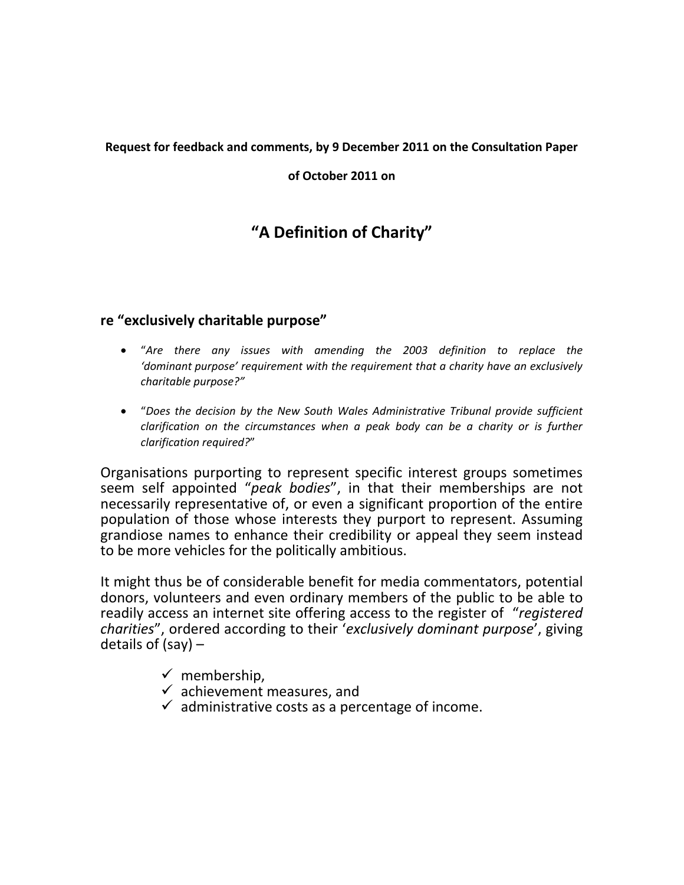**Request for feedback and comments, by 9 December 2011 on the Consultation Paper**

**of October 2011 on**

# "A Definition of Charity"

## re "exclusively charitable purpose"

- "*Are there any issues with amending the 2003 definition to replace the 'dominant purpose' requirement with the requirement that a charity have an exclusively charitable purpose?"*
- "*Does the decision by the New South Wales Administrative Tribunal provide sufficient clarification on the circumstances when a peak body can be a charity or is further clarification required?*"

Organisations purporting to represent specific interest groups sometimes seem self appointed "*peak bodies*", in that their memberships are not necessarily representative of, or even a significant proportion of the entire population of those whose interests they purport to represent. Assuming grandiose names to enhance their credibility or appeal they seem instead to be more vehicles for the politically ambitious.

It might thus be of considerable benefit for media commentators, potential donors, volunteers and even ordinary members of the public to be able to readily access an internet site offering access to the register of "*registered charities*", ordered according to their '*exclusively dominant purpose*', giving details of (say) –

- ✓ membership,
- ✓ achievement measures, and
- ✓ administrative costs as a percentage of income.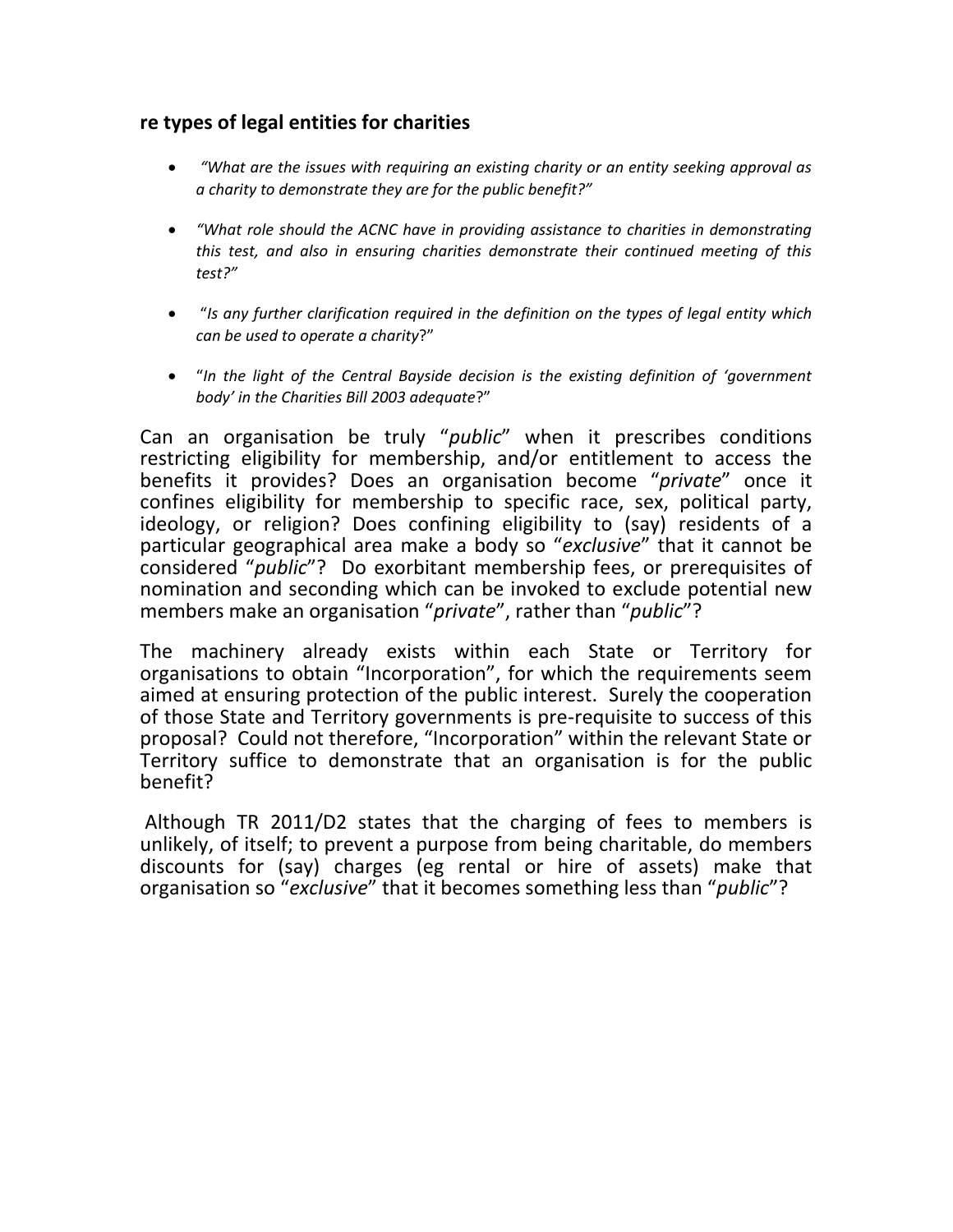### re types of legal entities for charities

- *"What are the issues with requiring an existing charity or an entity seeking approval as a charity to demonstrate they are for the public benefit?"*
- *"What role should the ACNC have in providing assistance to charities in demonstrating this test, and also in ensuring charities demonstrate their continued meeting of this test?"*
- "*Is any further clarification required in the definition on the types of legal entity which can be used to operate a charity*?"
- "*In the light of the Central Bayside decision is the existing definition of 'government body' in the Charities Bill 2003 adequate*?"

Can an organisation be truly "*public*" when it prescribes conditions restricting eligibility for membership, and/or entitlement to access the benefits it provides? Does an organisation become "*private*" once it confines eligibility for membership to specific race, sex, political party, ideology, or religion? Does confining eligibility to (say) residents of a particular geographical area make a body so "*exclusive*" that it cannot be considered "*public*"? Do exorbitant membership fees, or prerequisites of nomination and seconding which can be invoked to exclude potential new members make an organisation "*private*", rather than "*public*"?

The machinery already exists within each State or Territory for organisations to obtain "Incorporation", for which the requirements seem aimed at ensuring protection of the public interest. Surely the cooperation of those State and Territory governments is pre-requisite to success of this proposal? Could not therefore, "Incorporation" within the relevant State or Territory suffice to demonstrate that an organisation is for the public benefit?

Although TR 2011/D2 states that the charging of fees to members is unlikely, of itself; to prevent a purpose from being charitable, do members discounts for (say) charges (eg rental or hire of assets) make that organisation so "*exclusive*" that it becomes something less than "*public*"?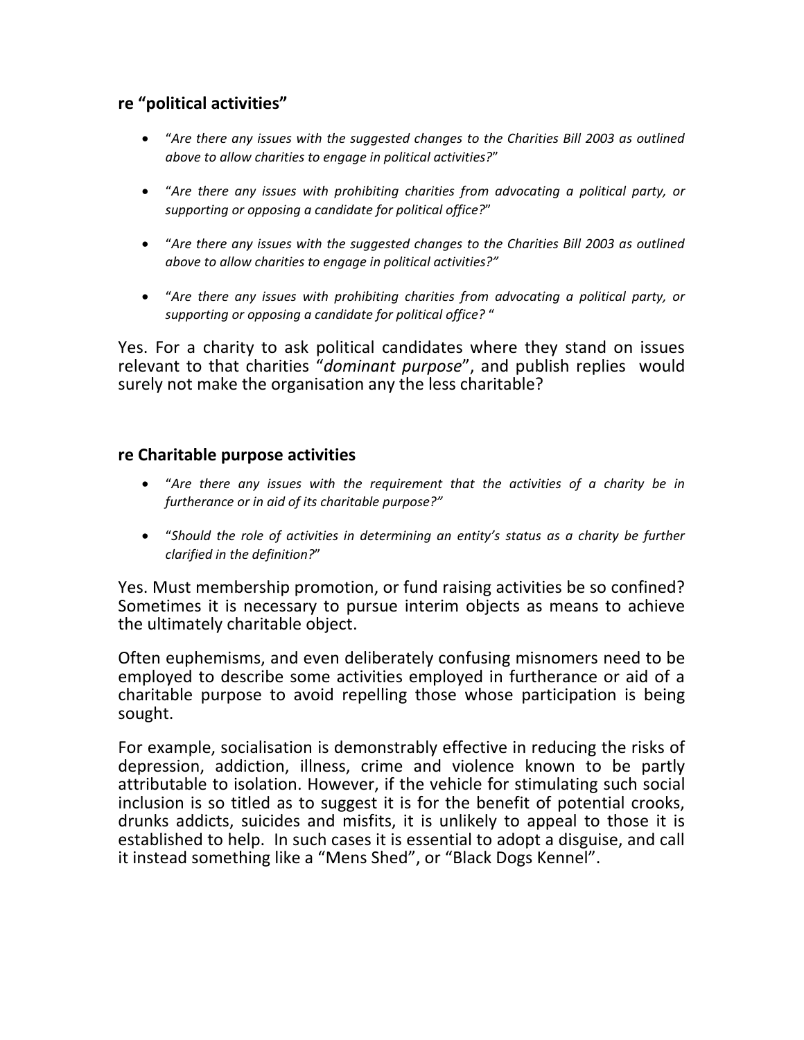### re "political activities"

- "*Are there any issues with the suggested changes to the Charities Bill 2003 as outlined above to allow charities to engage in political activities?*"
- "*Are there any issues with prohibiting charities from advocating a political party, or supporting or opposing a candidate for political office?*"
- "*Are there any issues with the suggested changes to the Charities Bill 2003 as outlined above to allow charities to engage in political activities?"*
- "*Are there any issues with prohibiting charities from advocating a political party, or supporting or opposing a candidate for political office?* "

Yes. For a charity to ask political candidates where they stand on issues relevant to that charities "*dominant purpose*", and publish replies would surely not make the organisation any the less charitable?

### re Charitable purpose activities

- "*Are there any issues with the requirement that the activities of a charity be in furtherance or in aid of its charitable purpose?"*
- "*Should the role of activities in determining an entity's status as a charity be further clarified in the definition?*"

Yes. Must membership promotion, or fund raising activities be so confined? Sometimes it is necessary to pursue interim objects as means to achieve the ultimately charitable object.

Often euphemisms, and even deliberately confusing misnomers need to be employed to describe some activities employed in furtherance or aid of a charitable purpose to avoid repelling those whose participation is being sought.

For example, socialisation is demonstrably effective in reducing the risks of depression, addiction, illness, crime and violence known to be partly attributable to isolation. However, if the vehicle for stimulating such social inclusion is so titled as to suggest it is for the benefit of potential crooks, drunks addicts, suicides and misfits, it is unlikely to appeal to those it is established to help. In such cases it is essential to adopt a disguise, and call it instead something like a "Mens Shed", or "Black Dogs Kennel".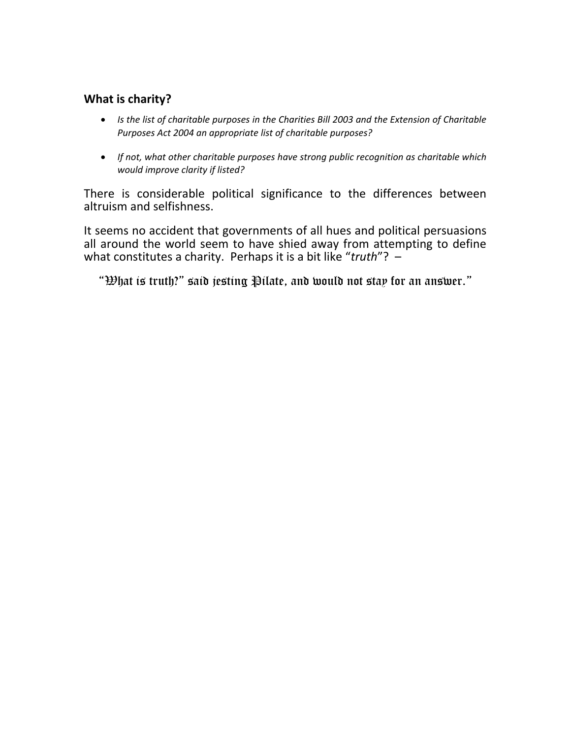### What is charity?

- *Is the list of charitable purposes in the Charities Bill 2003 and the Extension of Charitable Purposes Act 2004 an appropriate list of charitable purposes?*

- *If not, what other charitable purposes have strong public recognition as charitable which would improve clarity if listed?*

There is considerable political significance to the differences between altruism and selfishness.

It seems no accident that governments of all hues and political persuasions all around the world seem to have shied away from attempting to define what constitutes a charity. Perhaps it is a bit like "*truth*"? –

"What is truth?" said jesting Pilate, and would not stay for an answer."